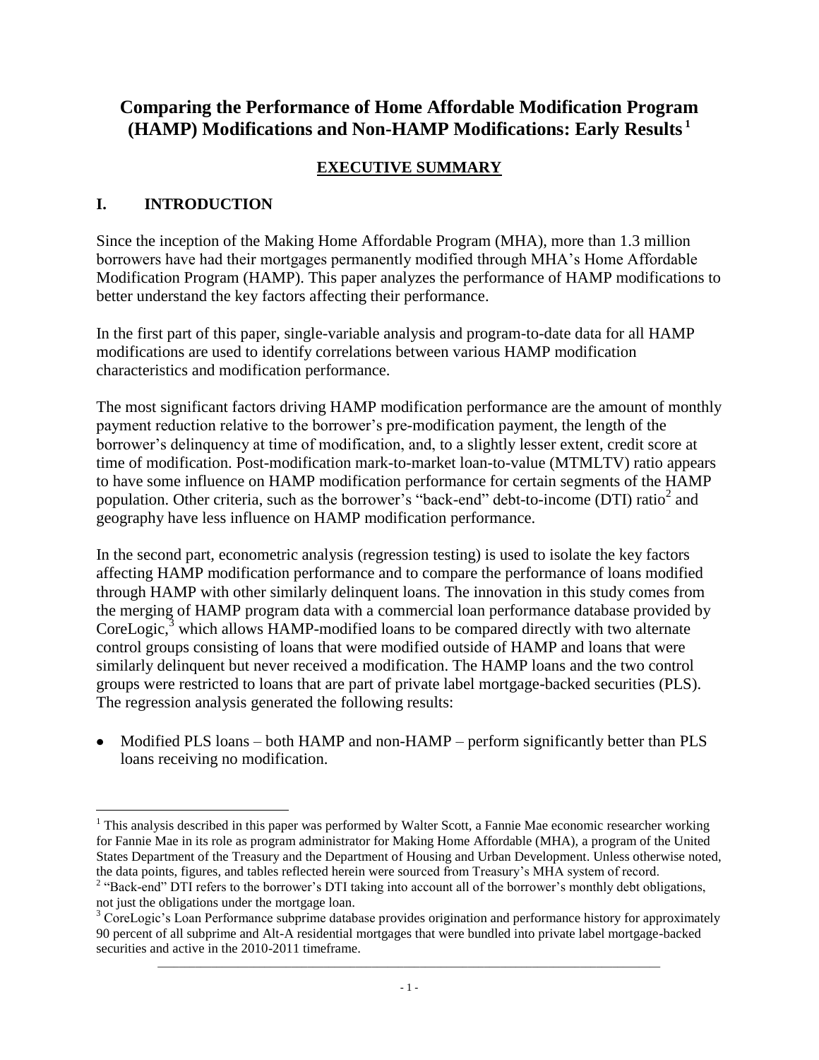# Comparing the Performance of Home Affordable Modification Program (HAMP) Modifications and Non-HAMP Modifications: Early Results [1]

## EXECUTIVE SUMMARY

### I. INTRODUCTION

Since the inception of the Making Home Affordable Program (MHA), more than 1.3 million borrowers have had their mortgages permanently modified through MHA's Home Affordable Modification Program (HAMP). This paper analyzes the performance of HAMP modifications to better understand the key factors affecting their performance.

In the first part of this paper, single-variable analysis and program-to-date data for all HAMP modifications are used to identify correlations between various HAMP modification characteristics and modification performance.

The most significant factors driving HAMP modification performance are the amount of monthly payment reduction relative to the borrower's pre-modification payment, the length of the borrower's delinquency at time of modification, and, to a slightly lesser extent, credit score at time of modification. Post-modification mark-to-market loan-to-value (MTMLTV) ratio appears to have some influence on HAMP modification performance for certain segments of the HAMP population. Other criteria, such as the borrower's "back-end" debt-to-income (DTI) ratio[2] and geography have less influence on HAMP modification performance.

In the second part, econometric analysis (regression testing) is used to isolate the key factors affecting HAMP modification performance and to compare the performance of loans modified through HAMP with other similarly delinquent loans. The innovation in this study comes from the merging of HAMP program data with a commercial loan performance database provided by CoreLogic,[3] which allows HAMP-modified loans to be compared directly with two alternate control groups consisting of loans that were modified outside of HAMP and loans that were similarly delinquent but never received a modification. The HAMP loans and the two control groups were restricted to loans that are part of private label mortgage-backed securities (PLS). The regression analysis generated the following results:

- Modified PLS loans – both HAMP and non-HAMP – perform significantly better than PLS loans receiving no modification.

---

[1] This analysis described in this paper was performed by Walter Scott, a Fannie Mae economic researcher working for Fannie Mae in its role as program administrator for Making Home Affordable (MHA), a program of the United States Department of the Treasury and the Department of Housing and Urban Development. Unless otherwise noted, the data points, figures, and tables reflected herein were sourced from Treasury's MHA system of record.

[2] "Back-end" DTI refers to the borrower's DTI taking into account all of the borrower's monthly debt obligations, not just the obligations under the mortgage loan.

[3] CoreLogic's Loan Performance subprime database provides origination and performance history for approximately 90 percent of all subprime and Alt-A residential mortgages that were bundled into private label mortgage-backed securities and active in the 2010-2011 timeframe.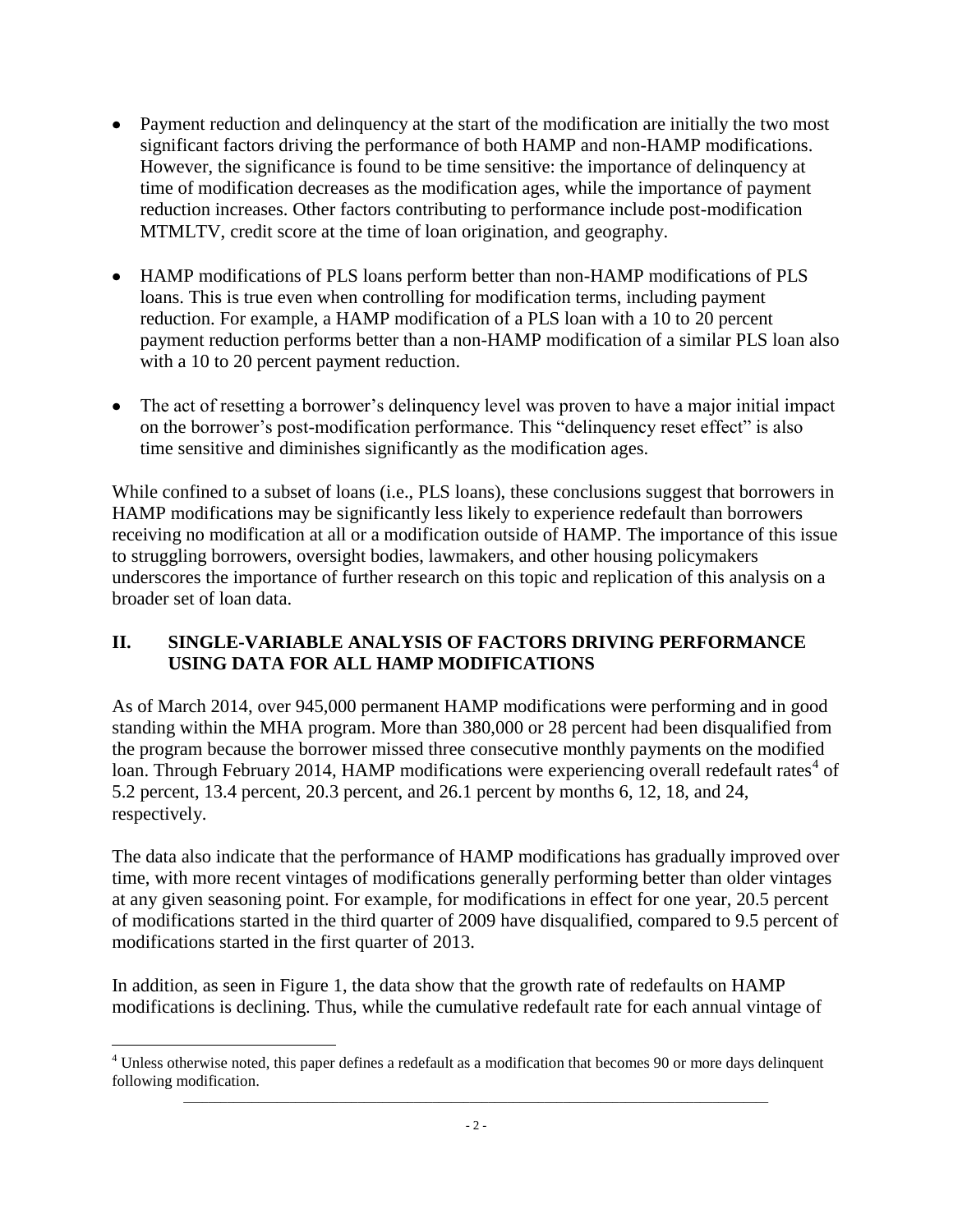- Payment reduction and delinquency at the start of the modification are initially the two most significant factors driving the performance of both HAMP and non-HAMP modifications. However, the significance is found to be time sensitive: the importance of delinquency at time of modification decreases as the modification ages, while the importance of payment reduction increases. Other factors contributing to performance include post-modification MTMLTV, credit score at the time of loan origination, and geography.

- HAMP modifications of PLS loans perform better than non-HAMP modifications of PLS loans. This is true even when controlling for modification terms, including payment reduction. For example, a HAMP modification of a PLS loan with a 10 to 20 percent payment reduction performs better than a non-HAMP modification of a similar PLS loan also with a 10 to 20 percent payment reduction.

- The act of resetting a borrower's delinquency level was proven to have a major initial impact on the borrower's post-modification performance. This "delinquency reset effect" is also time sensitive and diminishes significantly as the modification ages.

While confined to a subset of loans (i.e., PLS loans), these conclusions suggest that borrowers in HAMP modifications may be significantly less likely to experience redefault than borrowers receiving no modification at all or a modification outside of HAMP. The importance of this issue to struggling borrowers, oversight bodies, lawmakers, and other housing policymakers underscores the importance of further research on this topic and replication of this analysis on a broader set of loan data.

## II. SINGLE-VARIABLE ANALYSIS OF FACTORS DRIVING PERFORMANCE USING DATA FOR ALL HAMP MODIFICATIONS

As of March 2014, over 945,000 permanent HAMP modifications were performing and in good standing within the MHA program. More than 380,000 or 28 percent had been disqualified from the program because the borrower missed three consecutive monthly payments on the modified loan. Through February 2014, HAMP modifications were experiencing overall redefault rates[4] of 5.2 percent, 13.4 percent, 20.3 percent, and 26.1 percent by months 6, 12, 18, and 24, respectively.

The data also indicate that the performance of HAMP modifications has gradually improved over time, with more recent vintages of modifications generally performing better than older vintages at any given seasoning point. For example, for modifications in effect for one year, 20.5 percent of modifications started in the third quarter of 2009 have disqualified, compared to 9.5 percent of modifications started in the first quarter of 2013.

In addition, as seen in Figure 1, the data show that the growth rate of redefaults on HAMP modifications is declining. Thus, while the cumulative redefault rate for each annual vintage of

[4] Unless otherwise noted, this paper defines a redefault as a modification that becomes 90 or more days delinquent following modification.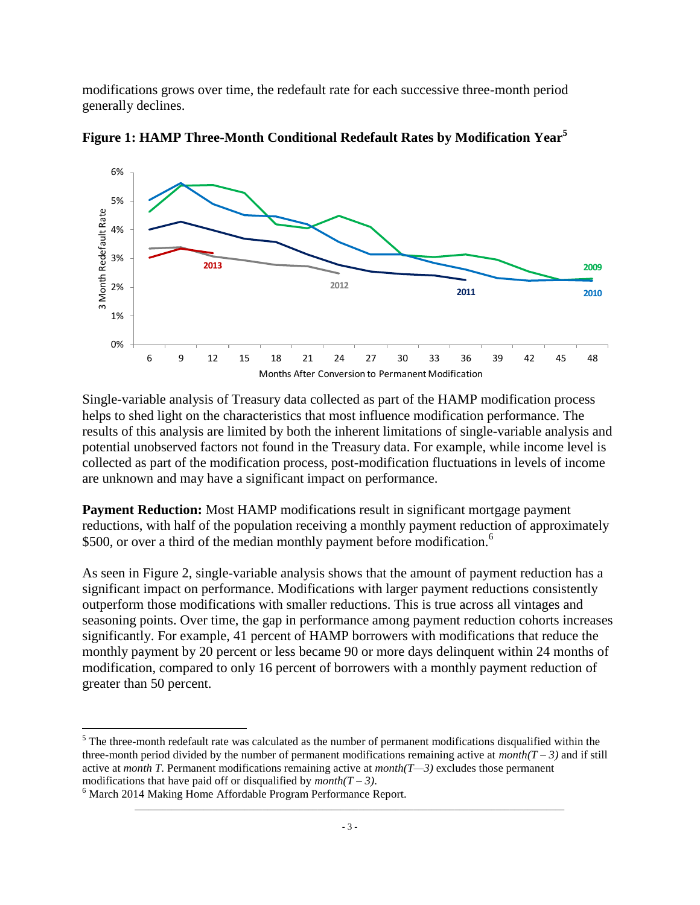modifications grows over time, the redefault rate for each successive three-month period generally declines.

**Figure 1: HAMP Three-Month Conditional Redefault Rates by Modification Year[5]**

Single-variable analysis of Treasury data collected as part of the HAMP modification process helps to shed light on the characteristics that most influence modification performance. The results of this analysis are limited by both the inherent limitations of single-variable analysis and potential unobserved factors not found in the Treasury data. For example, while income level is collected as part of the modification process, post-modification fluctuations in levels of income are unknown and may have a significant impact on performance.

**Payment Reduction:** Most HAMP modifications result in significant mortgage payment reductions, with half of the population receiving a monthly payment reduction of approximately $500, or over a third of the median monthly payment before modification.[6]

As seen in Figure 2, single-variable analysis shows that the amount of payment reduction has a significant impact on performance. Modifications with larger payment reductions consistently outperform those modifications with smaller reductions. This is true across all vintages and seasoning points. Over time, the gap in performance among payment reduction cohorts increases significantly. For example, 41 percent of HAMP borrowers with modifications that reduce the monthly payment by 20 percent or less became 90 or more days delinquent within 24 months of modification, compared to only 16 percent of borrowers with a monthly payment reduction of greater than 50 percent.

---

[5] The three-month redefault rate was calculated as the number of permanent modifications disqualified within the three-month period divided by the number of permanent modifications remaining active at *month(T – 3)* and if still active at *month T*. Permanent modifications remaining active at *month(T—3)* excludes those permanent modifications that have paid off or disqualified by *month(T – 3)*.

[6] March 2014 Making Home Affordable Program Performance Report.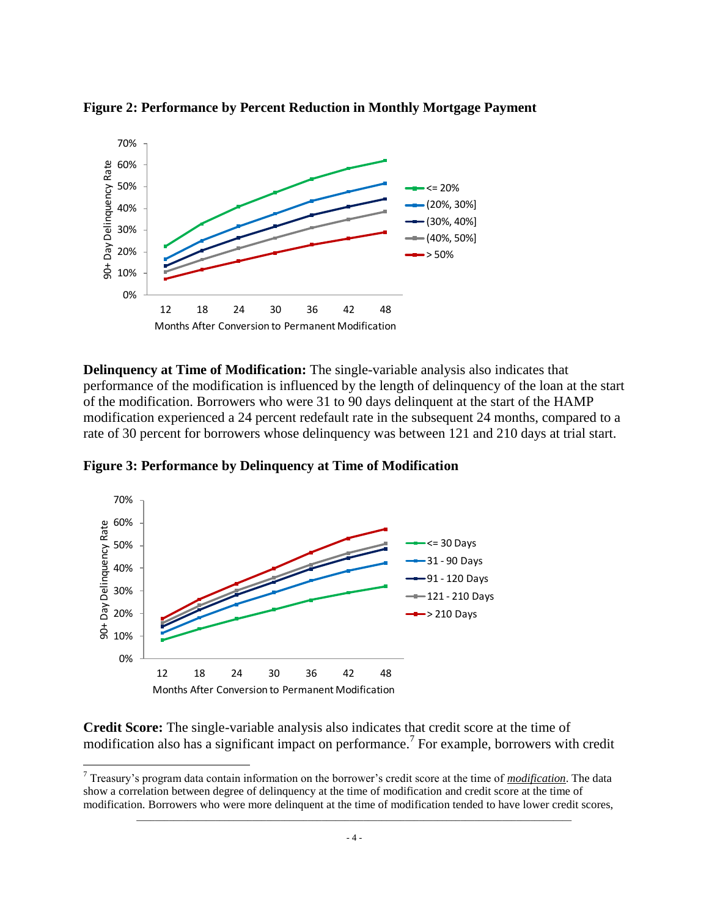**Figure 2: Performance by Percent Reduction in Monthly Mortgage Payment**

**Delinquency at Time of Modification:** The single-variable analysis also indicates that performance of the modification is influenced by the length of delinquency of the loan at the start of the modification. Borrowers who were 31 to 90 days delinquent at the start of the HAMP modification experienced a 24 percent redefault rate in the subsequent 24 months, compared to a rate of 30 percent for borrowers whose delinquency was between 121 and 210 days at trial start.

**Figure 3: Performance by Delinquency at Time of Modification**

**Credit Score:** The single-variable analysis also indicates that credit score at the time of modification also has a significant impact on performance.[7] For example, borrowers with credit

[7] Treasury's program data contain information on the borrower's credit score at the time of ***modification***. The data show a correlation between degree of delinquency at the time of modification and credit score at the time of modification. Borrowers who were more delinquent at the time of modification tended to have lower credit scores,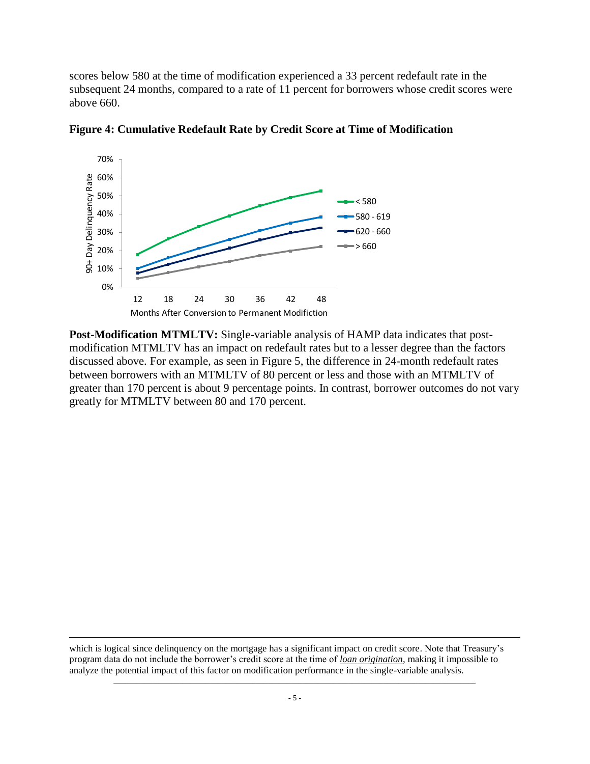scores below 580 at the time of modification experienced a 33 percent redefault rate in the subsequent 24 months, compared to a rate of 11 percent for borrowers whose credit scores were above 660.

**Figure 4: Cumulative Redefault Rate by Credit Score at Time of Modification**

**Post-Modification MTMLTV:** Single-variable analysis of HAMP data indicates that post-modification MTMLTV has an impact on redefault rates but to a lesser degree than the factors discussed above. For example, as seen in Figure 5, the difference in 24-month redefault rates between borrowers with an MTMLTV of 80 percent or less and those with an MTMLTV of greater than 170 percent is about 9 percentage points. In contrast, borrower outcomes do not vary greatly for MTMLTV between 80 and 170 percent.

---

which is logical since delinquency on the mortgage has a significant impact on credit score. Note that Treasury's program data do not include the borrower's credit score at the time of ***loan origination***, making it impossible to analyze the potential impact of this factor on modification performance in the single-variable analysis.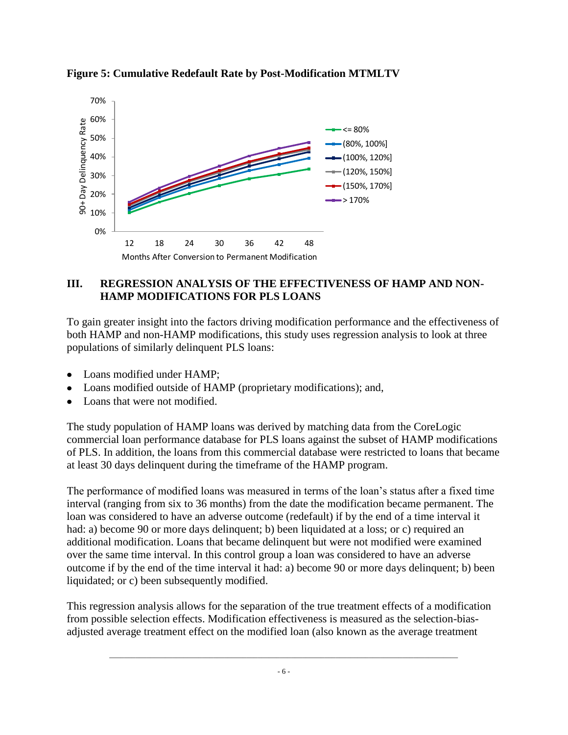**Figure 5: Cumulative Redefault Rate by Post-Modification MTMLTV**

## III. REGRESSION ANALYSIS OF THE EFFECTIVENESS OF HAMP AND NON-HAMP MODIFICATIONS FOR PLS LOANS

To gain greater insight into the factors driving modification performance and the effectiveness of both HAMP and non-HAMP modifications, this study uses regression analysis to look at three populations of similarly delinquent PLS loans:

- Loans modified under HAMP;
- Loans modified outside of HAMP (proprietary modifications); and,
- Loans that were not modified.

The study population of HAMP loans was derived by matching data from the CoreLogic commercial loan performance database for PLS loans against the subset of HAMP modifications of PLS. In addition, the loans from this commercial database were restricted to loans that became at least 30 days delinquent during the timeframe of the HAMP program.

The performance of modified loans was measured in terms of the loan's status after a fixed time interval (ranging from six to 36 months) from the date the modification became permanent. The loan was considered to have an adverse outcome (redefault) if by the end of a time interval it had: a) become 90 or more days delinquent; b) been liquidated at a loss; or c) required an additional modification. Loans that became delinquent but were not modified were examined over the same time interval. In this control group a loan was considered to have an adverse outcome if by the end of the time interval it had: a) become 90 or more days delinquent; b) been liquidated; or c) been subsequently modified.

This regression analysis allows for the separation of the true treatment effects of a modification from possible selection effects. Modification effectiveness is measured as the selection-bias-adjusted average treatment effect on the modified loan (also known as the average treatment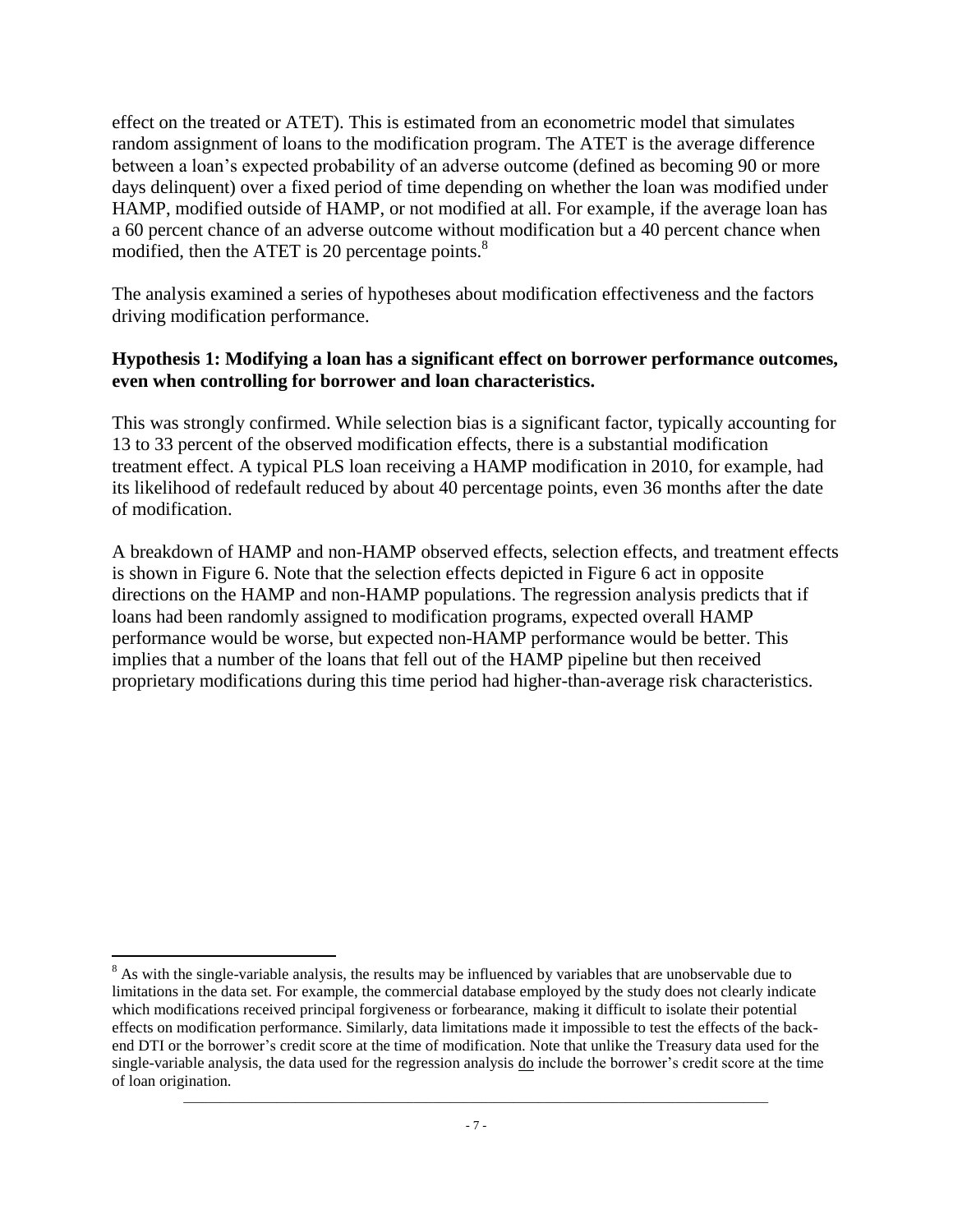effect on the treated or ATET). This is estimated from an econometric model that simulates random assignment of loans to the modification program. The ATET is the average difference between a loan's expected probability of an adverse outcome (defined as becoming 90 or more days delinquent) over a fixed period of time depending on whether the loan was modified under HAMP, modified outside of HAMP, or not modified at all. For example, if the average loan has a 60 percent chance of an adverse outcome without modification but a 40 percent chance when modified, then the ATET is 20 percentage points.[8]

The analysis examined a series of hypotheses about modification effectiveness and the factors driving modification performance.

**Hypothesis 1: Modifying a loan has a significant effect on borrower performance outcomes, even when controlling for borrower and loan characteristics.**

This was strongly confirmed. While selection bias is a significant factor, typically accounting for 13 to 33 percent of the observed modification effects, there is a substantial modification treatment effect. A typical PLS loan receiving a HAMP modification in 2010, for example, had its likelihood of redefault reduced by about 40 percentage points, even 36 months after the date of modification.

A breakdown of HAMP and non-HAMP observed effects, selection effects, and treatment effects is shown in Figure 6. Note that the selection effects depicted in Figure 6 act in opposite directions on the HAMP and non-HAMP populations. The regression analysis predicts that if loans had been randomly assigned to modification programs, expected overall HAMP performance would be worse, but expected non-HAMP performance would be better. This implies that a number of the loans that fell out of the HAMP pipeline but then received proprietary modifications during this time period had higher-than-average risk characteristics.

[8] As with the single-variable analysis, the results may be influenced by variables that are unobservable due to limitations in the data set. For example, the commercial database employed by the study does not clearly indicate which modifications received principal forgiveness or forbearance, making it difficult to isolate their potential effects on modification performance. Similarly, data limitations made it impossible to test the effects of the back-end DTI or the borrower's credit score at the time of modification. Note that unlike the Treasury data used for the single-variable analysis, the data used for the regression analysis do include the borrower's credit score at the time of loan origination.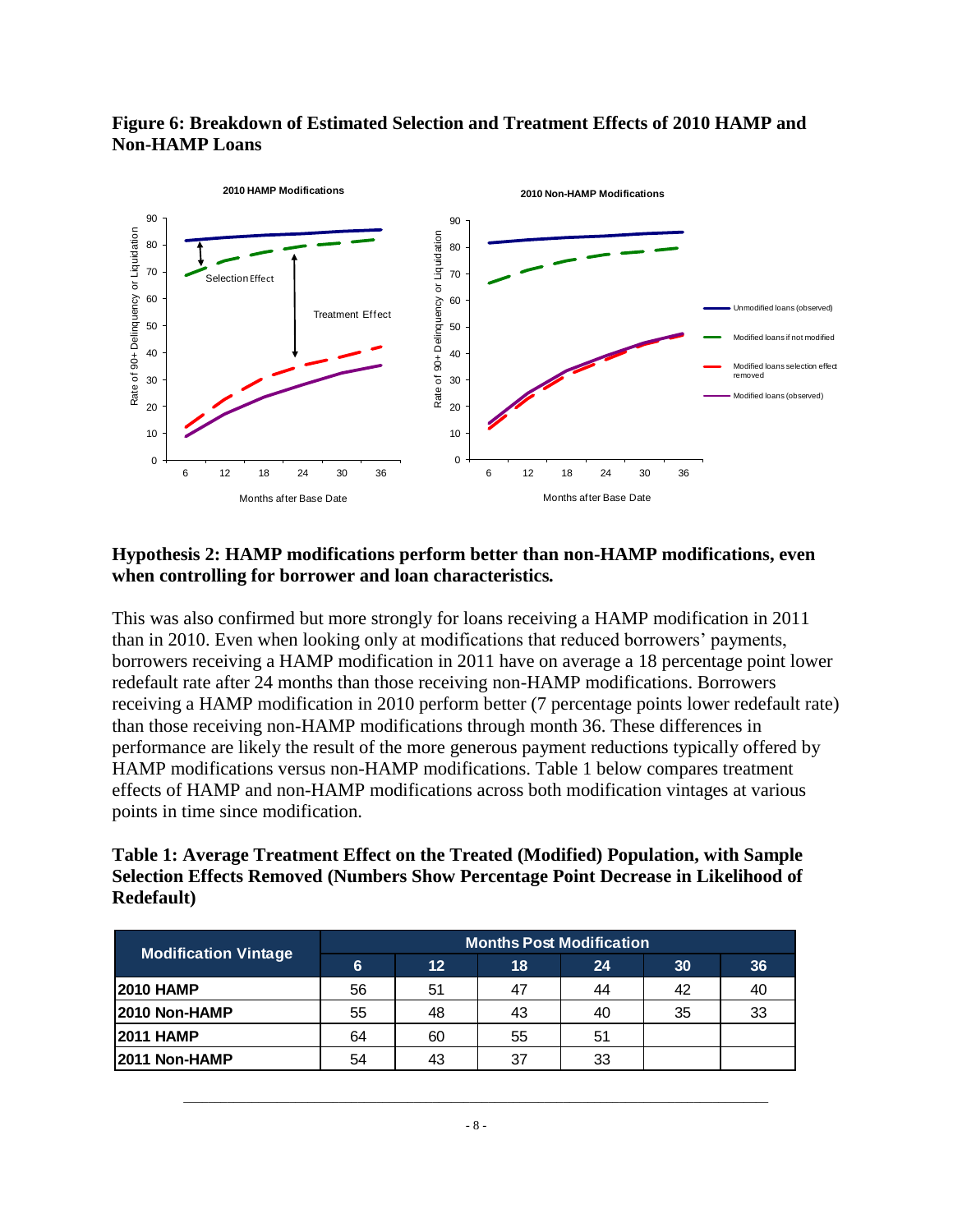**Figure 6: Breakdown of Estimated Selection and Treatment Effects of 2010 HAMP and Non-HAMP Loans**

**Hypothesis 2: HAMP modifications perform better than non-HAMP modifications, even when controlling for borrower and loan characteristics.**

This was also confirmed but more strongly for loans receiving a HAMP modification in 2011 than in 2010. Even when looking only at modifications that reduced borrowers' payments, borrowers receiving a HAMP modification in 2011 have on average a 18 percentage point lower redefault rate after 24 months than those receiving non-HAMP modifications. Borrowers receiving a HAMP modification in 2010 perform better (7 percentage points lower redefault rate) than those receiving non-HAMP modifications through month 36. These differences in performance are likely the result of the more generous payment reductions typically offered by HAMP modifications versus non-HAMP modifications. Table 1 below compares treatment effects of HAMP and non-HAMP modifications across both modification vintages at various points in time since modification.

**Table 1: Average Treatment Effect on the Treated (Modified) Population, with Sample Selection Effects Removed (Numbers Show Percentage Point Decrease in Likelihood of Redefault)**

| Modification Vintage | Months Post Modification | | | | | |
|---|---|---|---|---|---|---|
| | 6 | 12 | 18 | 24 | 30 | 36 |
| **2010 HAMP** | 56 | 51 | 47 | 44 | 42 | 40 |
| **2010 Non-HAMP** | 55 | 48 | 43 | 40 | 35 | 33 |
| **2011 HAMP** | 64 | 60 | 55 | 51 | | |
| **2011 Non-HAMP** | 54 | 43 | 37 | 33 | | |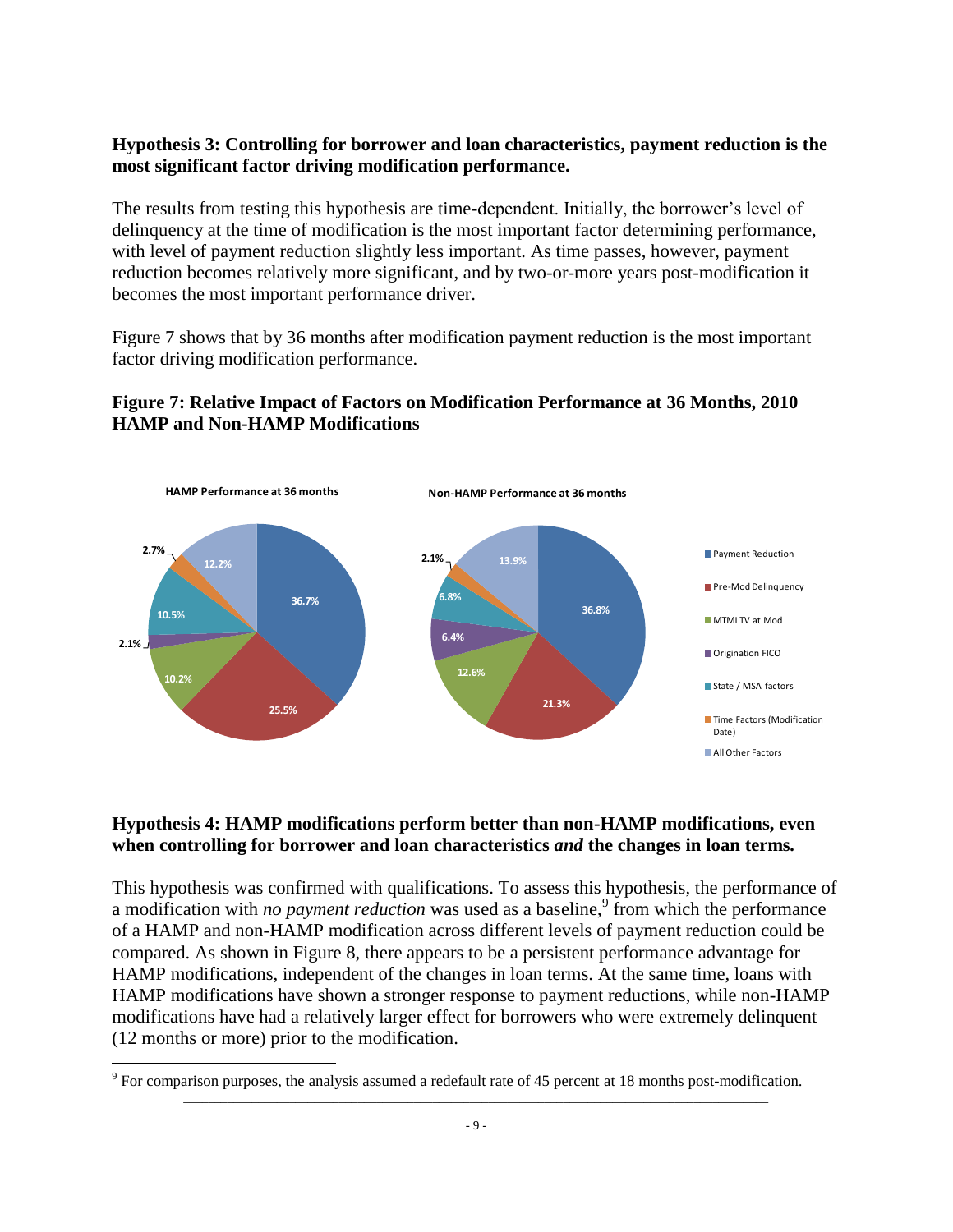**Hypothesis 3: Controlling for borrower and loan characteristics, payment reduction is the most significant factor driving modification performance.**

The results from testing this hypothesis are time-dependent. Initially, the borrower's level of delinquency at the time of modification is the most important factor determining performance, with level of payment reduction slightly less important. As time passes, however, payment reduction becomes relatively more significant, and by two-or-more years post-modification it becomes the most important performance driver.

Figure 7 shows that by 36 months after modification payment reduction is the most important factor driving modification performance.

**Figure 7: Relative Impact of Factors on Modification Performance at 36 Months, 2010 HAMP and Non-HAMP Modifications**

| Factor | HAMP Performance at 36 months | Non-HAMP Performance at 36 months |
|---|---|---|
| Payment Reduction | 36.7% | 36.8% |
| Pre-Mod Delinquency | 25.5% | 21.3% |
| MTMLTV at Mod | 10.2% | 12.6% |
| Origination FICO | 2.1% | 6.4% |
| State / MSA factors | 10.5% | 6.8% |
| Time Factors (Modification Date) | 2.7% | 2.1% |
| All Other Factors | 12.2% | 13.9% |

**Hypothesis 4: HAMP modifications perform better than non-HAMP modifications, even when controlling for borrower and loan characteristics *and* the changes in loan terms.**

This hypothesis was confirmed with qualifications. To assess this hypothesis, the performance of a modification with *no payment reduction* was used as a baseline,[9] from which the performance of a HAMP and non-HAMP modification across different levels of payment reduction could be compared. As shown in Figure 8, there appears to be a persistent performance advantage for HAMP modifications, independent of the changes in loan terms. At the same time, loans with HAMP modifications have shown a stronger response to payment reductions, while non-HAMP modifications have had a relatively larger effect for borrowers who were extremely delinquent (12 months or more) prior to the modification.

[9] For comparison purposes, the analysis assumed a redefault rate of 45 percent at 18 months post-modification.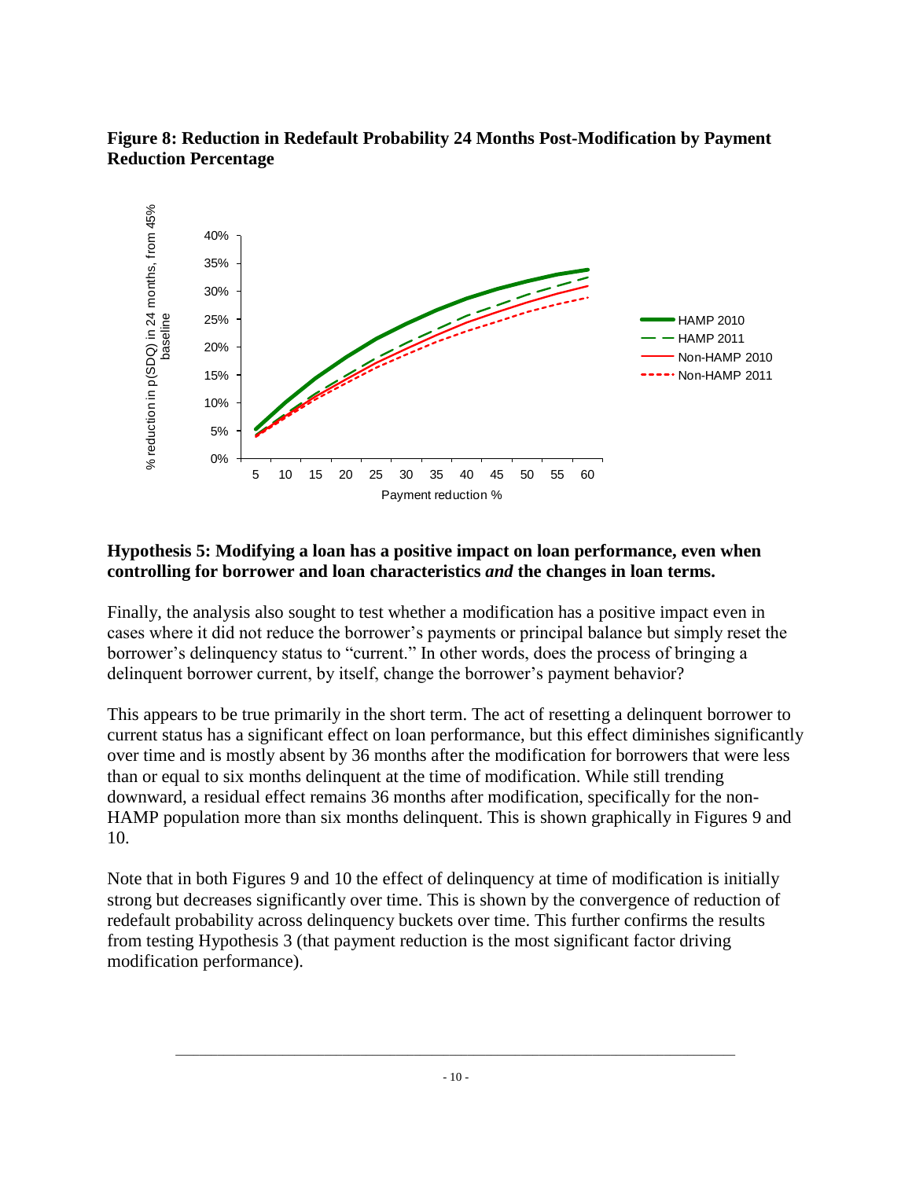**Figure 8: Reduction in Redefault Probability 24 Months Post-Modification by Payment Reduction Percentage**

**Hypothesis 5: Modifying a loan has a positive impact on loan performance, even when controlling for borrower and loan characteristics *and* the changes in loan terms.**

Finally, the analysis also sought to test whether a modification has a positive impact even in cases where it did not reduce the borrower's payments or principal balance but simply reset the borrower's delinquency status to "current." In other words, does the process of bringing a delinquent borrower current, by itself, change the borrower's payment behavior?

This appears to be true primarily in the short term. The act of resetting a delinquent borrower to current status has a significant effect on loan performance, but this effect diminishes significantly over time and is mostly absent by 36 months after the modification for borrowers that were less than or equal to six months delinquent at the time of modification. While still trending downward, a residual effect remains 36 months after modification, specifically for the non-HAMP population more than six months delinquent. This is shown graphically in Figures 9 and 10.

Note that in both Figures 9 and 10 the effect of delinquency at time of modification is initially strong but decreases significantly over time. This is shown by the convergence of reduction of redefault probability across delinquency buckets over time. This further confirms the results from testing Hypothesis 3 (that payment reduction is the most significant factor driving modification performance).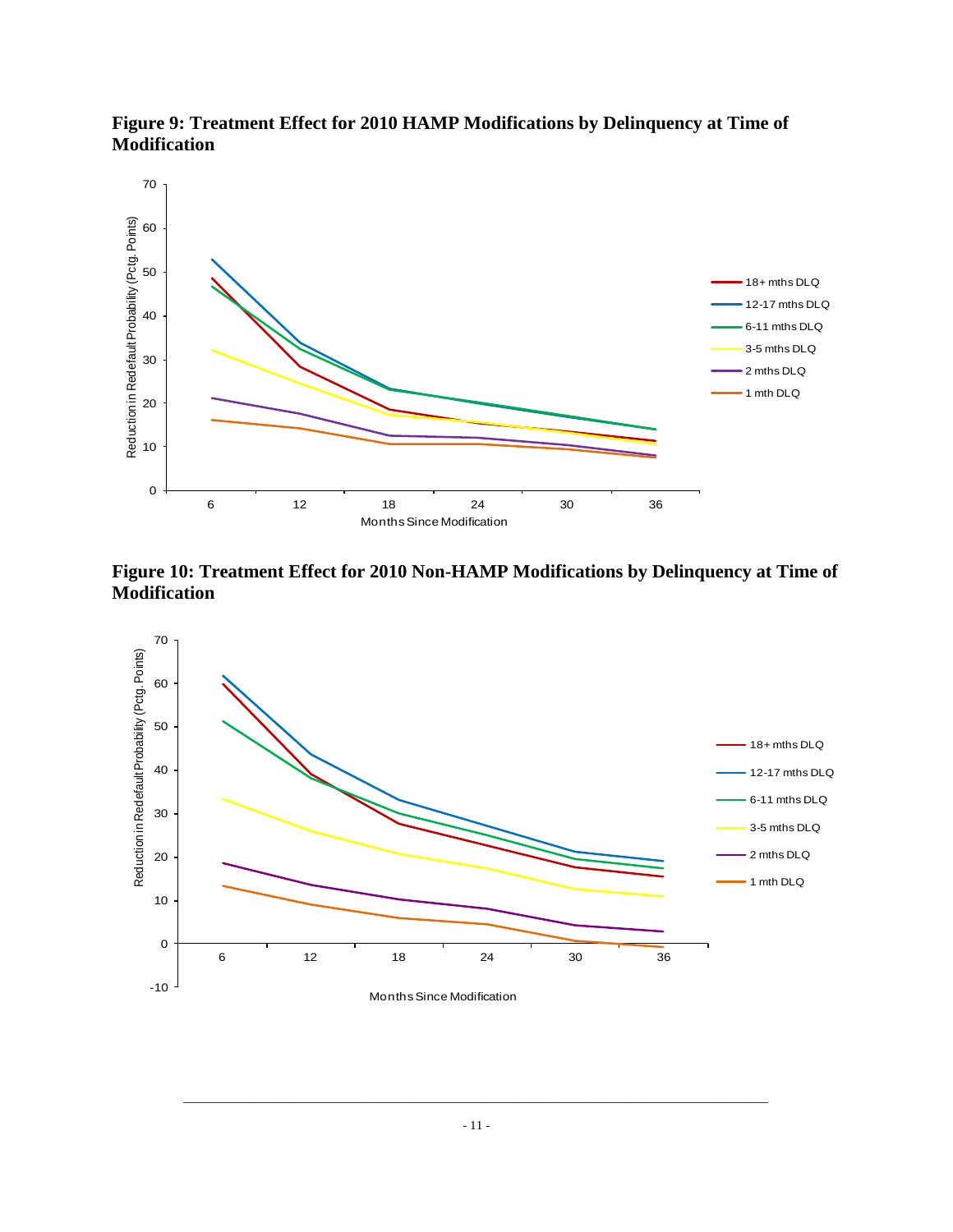**Figure 9: Treatment Effect for 2010 HAMP Modifications by Delinquency at Time of Modification**

**Figure 10: Treatment Effect for 2010 Non-HAMP Modifications by Delinquency at Time of Modification**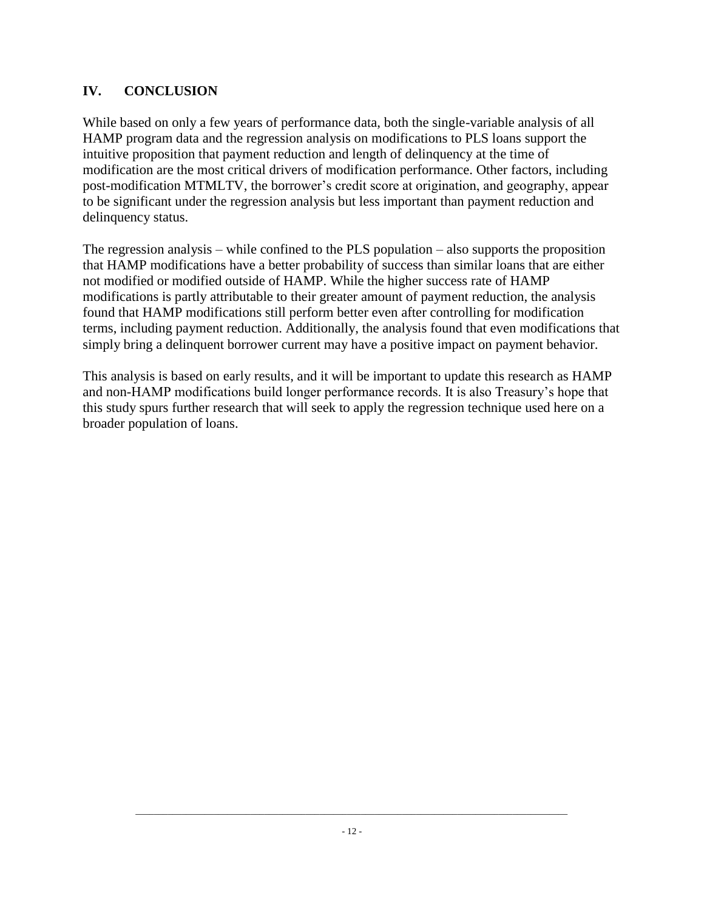## IV. CONCLUSION

While based on only a few years of performance data, both the single-variable analysis of all HAMP program data and the regression analysis on modifications to PLS loans support the intuitive proposition that payment reduction and length of delinquency at the time of modification are the most critical drivers of modification performance. Other factors, including post-modification MTMLTV, the borrower's credit score at origination, and geography, appear to be significant under the regression analysis but less important than payment reduction and delinquency status.

The regression analysis – while confined to the PLS population – also supports the proposition that HAMP modifications have a better probability of success than similar loans that are either not modified or modified outside of HAMP. While the higher success rate of HAMP modifications is partly attributable to their greater amount of payment reduction, the analysis found that HAMP modifications still perform better even after controlling for modification terms, including payment reduction. Additionally, the analysis found that even modifications that simply bring a delinquent borrower current may have a positive impact on payment behavior.

This analysis is based on early results, and it will be important to update this research as HAMP and non-HAMP modifications build longer performance records. It is also Treasury's hope that this study spurs further research that will seek to apply the regression technique used here on a broader population of loans.